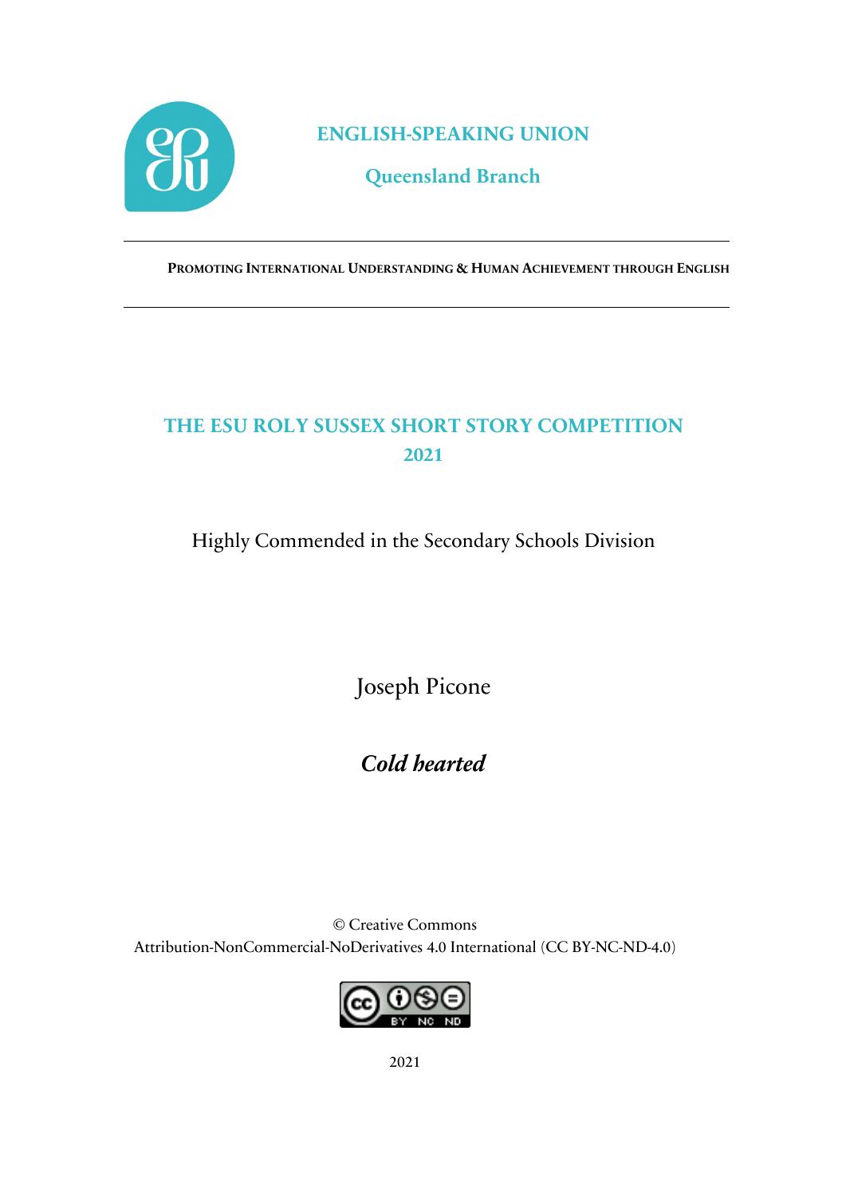# ENGLISH-SPEAKING UNION

## Queensland Branch

PROMOTING INTERNATIONAL UNDERSTANDING & HUMAN ACHIEVEMENT THROUGH ENGLISH

---

## THE ESU ROLY SUSSEX SHORT STORY COMPETITION 2021

Highly Commended in the Secondary Schools Division

Joseph Picone

***Cold hearted***

© Creative Commons
Attribution-NonCommercial-NoDerivatives 4.0 International (CC BY-NC-ND-4.0)

2021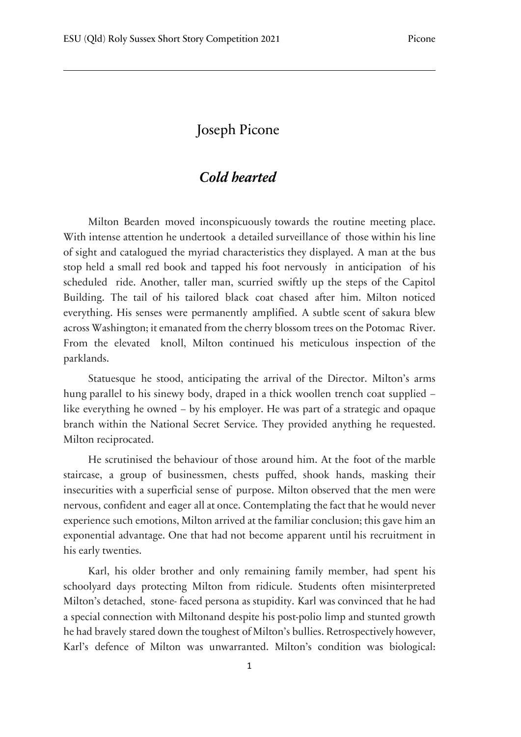# Joseph Picone

## *Cold hearted*

Milton Bearden moved inconspicuously towards the routine meeting place. With intense attention he undertook a detailed surveillance of those within his line of sight and catalogued the myriad characteristics they displayed. A man at the bus stop held a small red book and tapped his foot nervously in anticipation of his scheduled ride. Another, taller man, scurried swiftly up the steps of the Capitol Building. The tail of his tailored black coat chased after him. Milton noticed everything. His senses were permanently amplified. A subtle scent of sakura blew across Washington; it emanated from the cherry blossom trees on the Potomac River. From the elevated knoll, Milton continued his meticulous inspection of the parklands.

Statuesque he stood, anticipating the arrival of the Director. Milton's arms hung parallel to his sinewy body, draped in a thick woollen trench coat supplied – like everything he owned – by his employer. He was part of a strategic and opaque branch within the National Secret Service. They provided anything he requested. Milton reciprocated.

He scrutinised the behaviour of those around him. At the foot of the marble staircase, a group of businessmen, chests puffed, shook hands, masking their insecurities with a superficial sense of purpose. Milton observed that the men were nervous, confident and eager all at once. Contemplating the fact that he would never experience such emotions, Milton arrived at the familiar conclusion; this gave him an exponential advantage. One that had not become apparent until his recruitment in his early twenties.

Karl, his older brother and only remaining family member, had spent his schoolyard days protecting Milton from ridicule. Students often misinterpreted Milton's detached, stone- faced persona as stupidity. Karl was convinced that he had a special connection with Miltonand despite his post-polio limp and stunted growth he had bravely stared down the toughest of Milton's bullies. Retrospectively however, Karl's defence of Milton was unwarranted. Milton's condition was biological: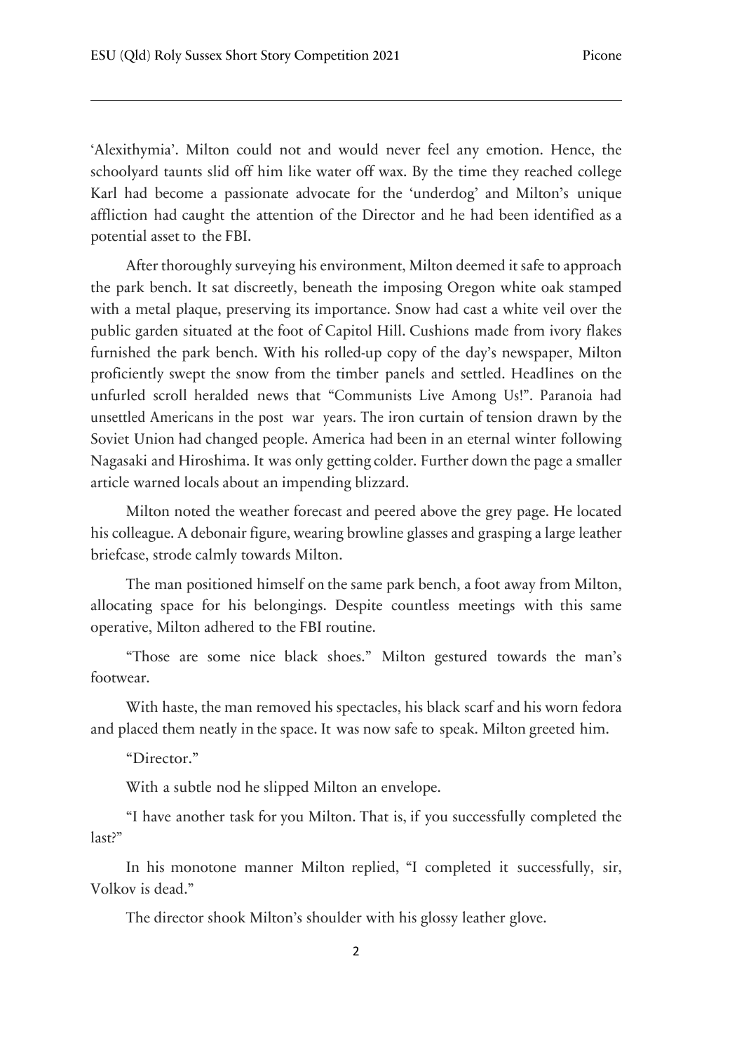'Alexithymia'. Milton could not and would never feel any emotion. Hence, the schoolyard taunts slid off him like water off wax. By the time they reached college Karl had become a passionate advocate for the 'underdog' and Milton's unique affliction had caught the attention of the Director and he had been identified as a potential asset to the FBI.

After thoroughly surveying his environment, Milton deemed it safe to approach the park bench. It sat discreetly, beneath the imposing Oregon white oak stamped with a metal plaque, preserving its importance. Snow had cast a white veil over the public garden situated at the foot of Capitol Hill. Cushions made from ivory flakes furnished the park bench. With his rolled-up copy of the day's newspaper, Milton proficiently swept the snow from the timber panels and settled. Headlines on the unfurled scroll heralded news that "Communists Live Among Us!". Paranoia had unsettled Americans in the post war years. The iron curtain of tension drawn by the Soviet Union had changed people. America had been in an eternal winter following Nagasaki and Hiroshima. It was only getting colder. Further down the page a smaller article warned locals about an impending blizzard.

Milton noted the weather forecast and peered above the grey page. He located his colleague. A debonair figure, wearing browline glasses and grasping a large leather briefcase, strode calmly towards Milton.

The man positioned himself on the same park bench, a foot away from Milton, allocating space for his belongings. Despite countless meetings with this same operative, Milton adhered to the FBI routine.

"Those are some nice black shoes." Milton gestured towards the man's footwear.

With haste, the man removed his spectacles, his black scarf and his worn fedora and placed them neatly in the space. It was now safe to speak. Milton greeted him.

"Director."

With a subtle nod he slipped Milton an envelope.

"I have another task for you Milton. That is, if you successfully completed the last?"

In his monotone manner Milton replied, "I completed it successfully, sir, Volkov is dead."

The director shook Milton's shoulder with his glossy leather glove.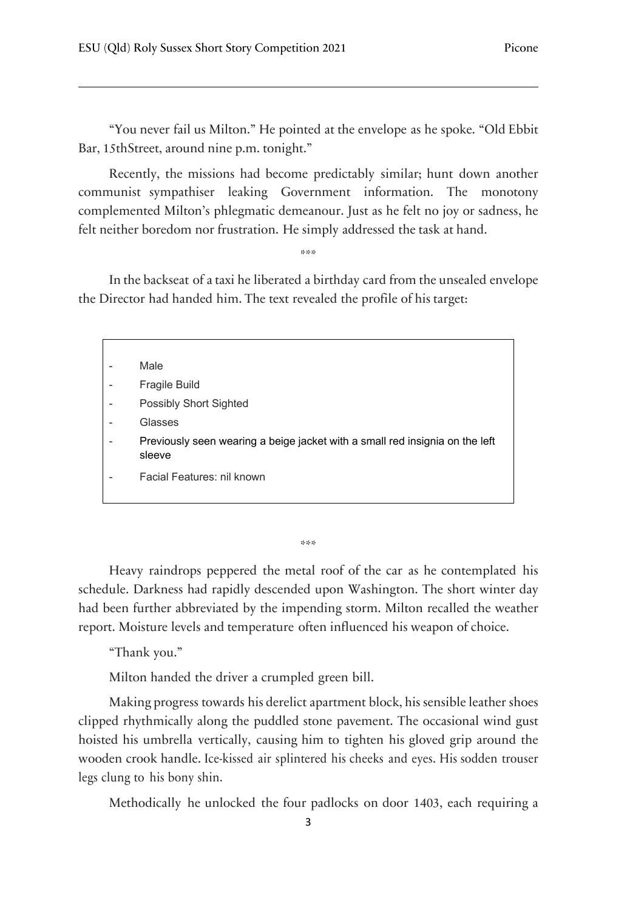"You never fail us Milton." He pointed at the envelope as he spoke. "Old Ebbit Bar, 15thStreet, around nine p.m. tonight."

Recently, the missions had become predictably similar; hunt down another communist sympathiser leaking Government information. The monotony complemented Milton's phlegmatic demeanour. Just as he felt no joy or sadness, he felt neither boredom nor frustration. He simply addressed the task at hand.

\*\*\*

In the backseat of a taxi he liberated a birthday card from the unsealed envelope the Director had handed him. The text revealed the profile of his target:

- Male
- Fragile Build
- Possibly Short Sighted
- Glasses
- Previously seen wearing a beige jacket with a small red insignia on the left sleeve
- Facial Features: nil known

\*\*\*

Heavy raindrops peppered the metal roof of the car as he contemplated his schedule. Darkness had rapidly descended upon Washington. The short winter day had been further abbreviated by the impending storm. Milton recalled the weather report. Moisture levels and temperature often influenced his weapon of choice.

"Thank you."

Milton handed the driver a crumpled green bill.

Making progress towards his derelict apartment block, his sensible leather shoes clipped rhythmically along the puddled stone pavement. The occasional wind gust hoisted his umbrella vertically, causing him to tighten his gloved grip around the wooden crook handle. Ice-kissed air splintered his cheeks and eyes. His sodden trouser legs clung to his bony shin.

Methodically he unlocked the four padlocks on door 1403, each requiring a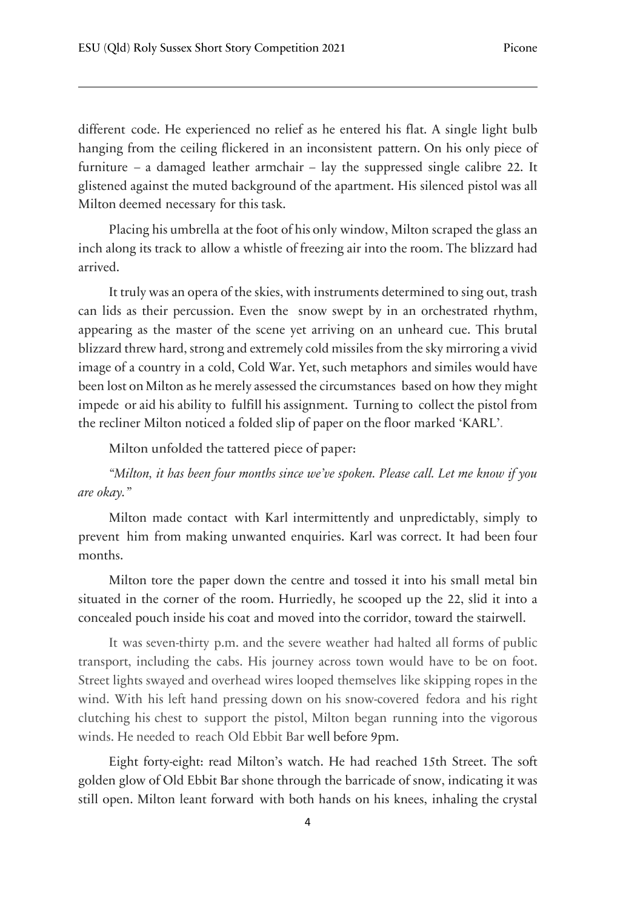different code. He experienced no relief as he entered his flat. A single light bulb hanging from the ceiling flickered in an inconsistent pattern. On his only piece of furniture – a damaged leather armchair – lay the suppressed single calibre 22. It glistened against the muted background of the apartment. His silenced pistol was all Milton deemed necessary for this task.

Placing his umbrella at the foot of his only window, Milton scraped the glass an inch along its track to allow a whistle of freezing air into the room. The blizzard had arrived.

It truly was an opera of the skies, with instruments determined to sing out, trash can lids as their percussion. Even the snow swept by in an orchestrated rhythm, appearing as the master of the scene yet arriving on an unheard cue. This brutal blizzard threw hard, strong and extremely cold missiles from the sky mirroring a vivid image of a country in a cold, Cold War. Yet, such metaphors and similes would have been lost on Milton as he merely assessed the circumstances based on how they might impede or aid his ability to fulfill his assignment. Turning to collect the pistol from the recliner Milton noticed a folded slip of paper on the floor marked 'KARL'.

Milton unfolded the tattered piece of paper:

*"Milton, it has been four months since we've spoken. Please call. Let me know if you are okay."*

Milton made contact with Karl intermittently and unpredictably, simply to prevent him from making unwanted enquiries. Karl was correct. It had been four months.

Milton tore the paper down the centre and tossed it into his small metal bin situated in the corner of the room. Hurriedly, he scooped up the 22, slid it into a concealed pouch inside his coat and moved into the corridor, toward the stairwell.

It was seven-thirty p.m. and the severe weather had halted all forms of public transport, including the cabs. His journey across town would have to be on foot. Street lights swayed and overhead wires looped themselves like skipping ropes in the wind. With his left hand pressing down on his snow-covered fedora and his right clutching his chest to support the pistol, Milton began running into the vigorous winds. He needed to reach Old Ebbit Bar well before 9pm.

Eight forty-eight: read Milton's watch. He had reached 15th Street. The soft golden glow of Old Ebbit Bar shone through the barricade of snow, indicating it was still open. Milton leant forward with both hands on his knees, inhaling the crystal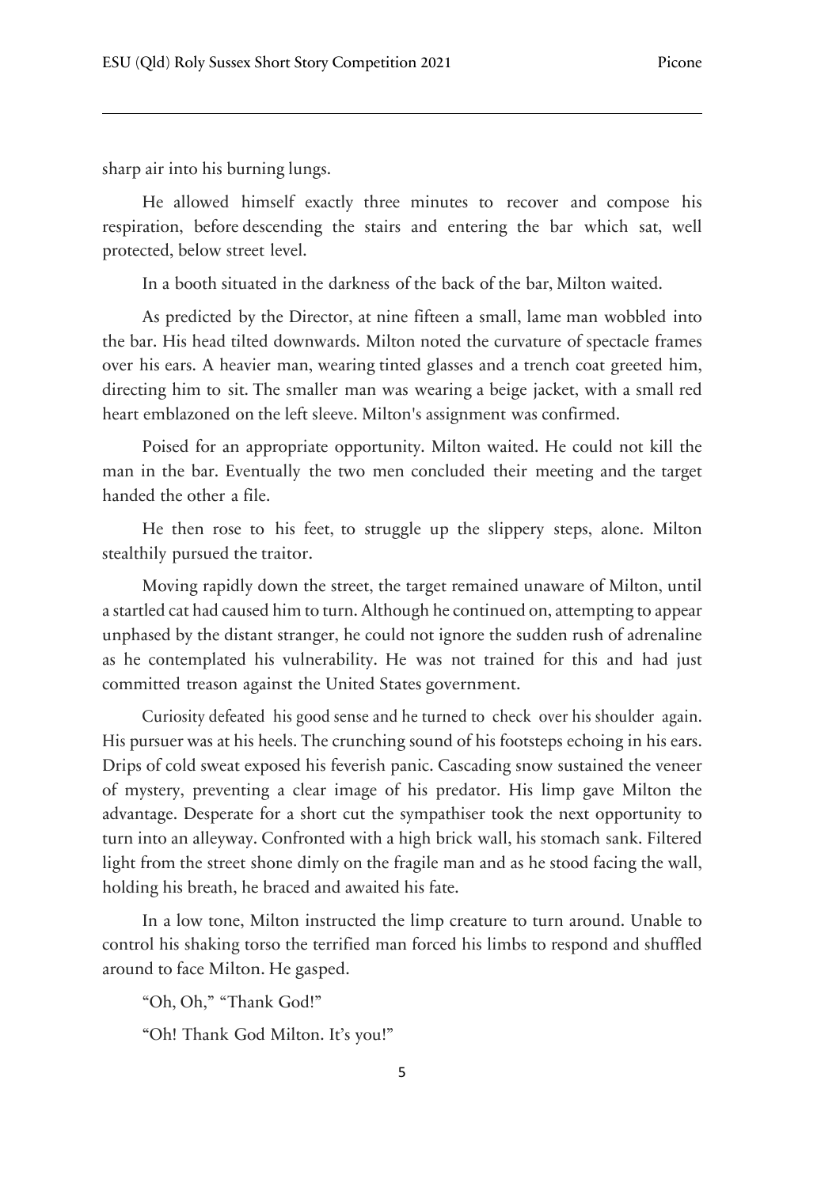sharp air into his burning lungs.

He allowed himself exactly three minutes to recover and compose his respiration, before descending the stairs and entering the bar which sat, well protected, below street level.

In a booth situated in the darkness of the back of the bar, Milton waited.

As predicted by the Director, at nine fifteen a small, lame man wobbled into the bar. His head tilted downwards. Milton noted the curvature of spectacle frames over his ears. A heavier man, wearing tinted glasses and a trench coat greeted him, directing him to sit. The smaller man was wearing a beige jacket, with a small red heart emblazoned on the left sleeve. Milton's assignment was confirmed.

Poised for an appropriate opportunity. Milton waited. He could not kill the man in the bar. Eventually the two men concluded their meeting and the target handed the other a file.

He then rose to his feet, to struggle up the slippery steps, alone. Milton stealthily pursued the traitor.

Moving rapidly down the street, the target remained unaware of Milton, until a startled cat had caused him to turn. Although he continued on, attempting to appear unphased by the distant stranger, he could not ignore the sudden rush of adrenaline as he contemplated his vulnerability. He was not trained for this and had just committed treason against the United States government.

Curiosity defeated his good sense and he turned to check over his shoulder again. His pursuer was at his heels. The crunching sound of his footsteps echoing in his ears. Drips of cold sweat exposed his feverish panic. Cascading snow sustained the veneer of mystery, preventing a clear image of his predator. His limp gave Milton the advantage. Desperate for a short cut the sympathiser took the next opportunity to turn into an alleyway. Confronted with a high brick wall, his stomach sank. Filtered light from the street shone dimly on the fragile man and as he stood facing the wall, holding his breath, he braced and awaited his fate.

In a low tone, Milton instructed the limp creature to turn around. Unable to control his shaking torso the terrified man forced his limbs to respond and shuffled around to face Milton. He gasped.

"Oh, Oh," "Thank God!"

"Oh! Thank God Milton. It's you!"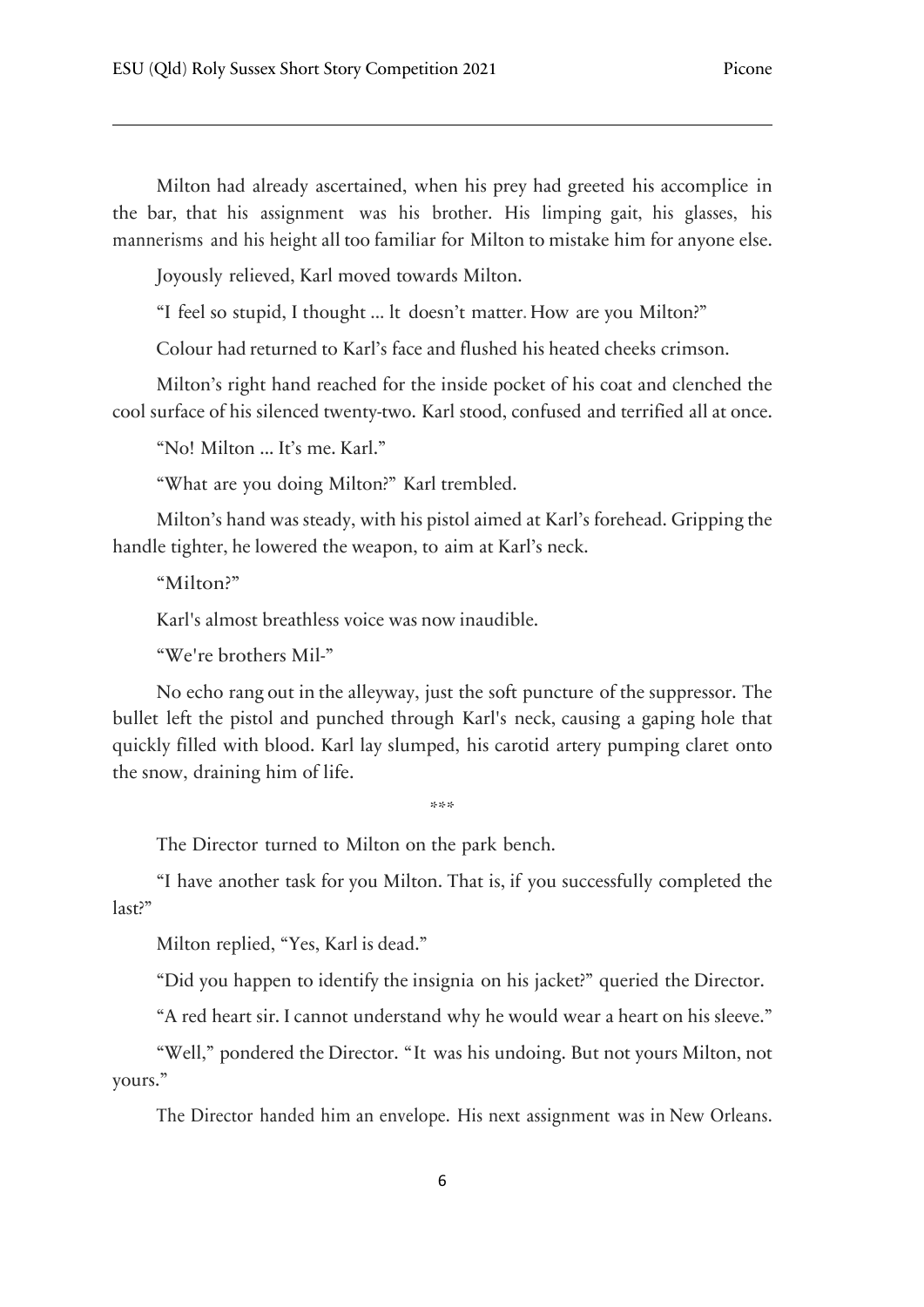Milton had already ascertained, when his prey had greeted his accomplice in the bar, that his assignment was his brother. His limping gait, his glasses, his mannerisms and his height all too familiar for Milton to mistake him for anyone else.

Joyously relieved, Karl moved towards Milton.

"I feel so stupid, I thought ... lt doesn't matter. How are you Milton?"

Colour had returned to Karl's face and flushed his heated cheeks crimson.

Milton's right hand reached for the inside pocket of his coat and clenched the cool surface of his silenced twenty-two. Karl stood, confused and terrified all at once.

"No! Milton ... It's me. Karl."

"What are you doing Milton?" Karl trembled.

Milton's hand was steady, with his pistol aimed at Karl's forehead. Gripping the handle tighter, he lowered the weapon, to aim at Karl's neck.

"Milton?"

Karl's almost breathless voice was now inaudible.

"We're brothers Mil-"

No echo rang out in the alleyway, just the soft puncture of the suppressor. The bullet left the pistol and punched through Karl's neck, causing a gaping hole that quickly filled with blood. Karl lay slumped, his carotid artery pumping claret onto the snow, draining him of life.

***

The Director turned to Milton on the park bench.

"I have another task for you Milton. That is, if you successfully completed the last?"

Milton replied, "Yes, Karl is dead."

"Did you happen to identify the insignia on his jacket?" queried the Director.

"A red heart sir. I cannot understand why he would wear a heart on his sleeve."

"Well," pondered the Director. "It was his undoing. But not yours Milton, not yours."

The Director handed him an envelope. His next assignment was in New Orleans.